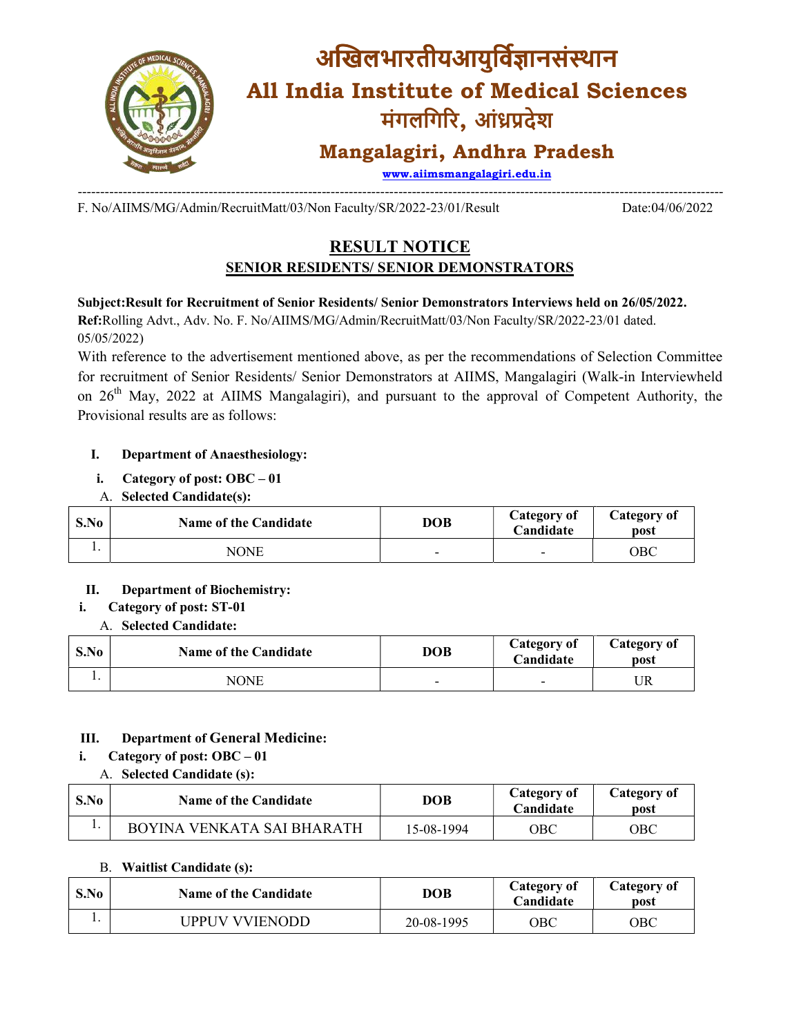# अखिलभारतीयआयुर्विज्ञानसंस्थान

# All India Institute of Medical Sciences

## मंगलगिरि, आंध्रप्रदेश

## Mangalagiri, Andhra Pradesh

www.aiimsmangalagiri.edu.in

---

F. No/AIIMS/MG/Admin/RecruitMatt/03/Non Faculty/SR/2022-23/01/Result Date:04/06/2022

## RESULT NOTICE

### SENIOR RESIDENTS/ SENIOR DEMONSTRATORS

**Subject:Result for Recruitment of Senior Residents/ Senior Demonstrators Interviews held on 26/05/2022.**

**Ref:**Rolling Advt., Adv. No. F. No/AIIMS/MG/Admin/RecruitMatt/03/Non Faculty/SR/2022-23/01 dated. 05/05/2022)

With reference to the advertisement mentioned above, as per the recommendations of Selection Committee for recruitment of Senior Residents/ Senior Demonstrators at AIIMS, Mangalagiri (Walk-in Interviewheld on 26th May, 2022 at AIIMS Mangalagiri), and pursuant to the approval of Competent Authority, the Provisional results are as follows:

**I. Department of Anaesthesiology:**

**i. Category of post: OBC – 01**

A. **Selected Candidate(s):**

| S.No | Name of the Candidate | DOB | Category of Candidate | Category of post |
|---|---|---|---|---|
| 1. | NONE | - | - | OBC |

**II. Department of Biochemistry:**

**i. Category of post: ST-01**

A. **Selected Candidate:**

| S.No | Name of the Candidate | DOB | Category of Candidate | Category of post |
|---|---|---|---|---|
| 1. | NONE | - | - | UR |

**III. Department of General Medicine:**

**i. Category of post: OBC – 01**

A. **Selected Candidate (s):**

| S.No | Name of the Candidate | DOB | Category of Candidate | Category of post |
|---|---|---|---|---|
| 1. | BOYINA VENKATA SAI BHARATH | 15-08-1994 | OBC | OBC |

B. **Waitlist Candidate (s):**

| S.No | Name of the Candidate | DOB | Category of Candidate | Category of post |
|---|---|---|---|---|
| 1. | UPPUV VVIENODD | 20-08-1995 | OBC | OBC |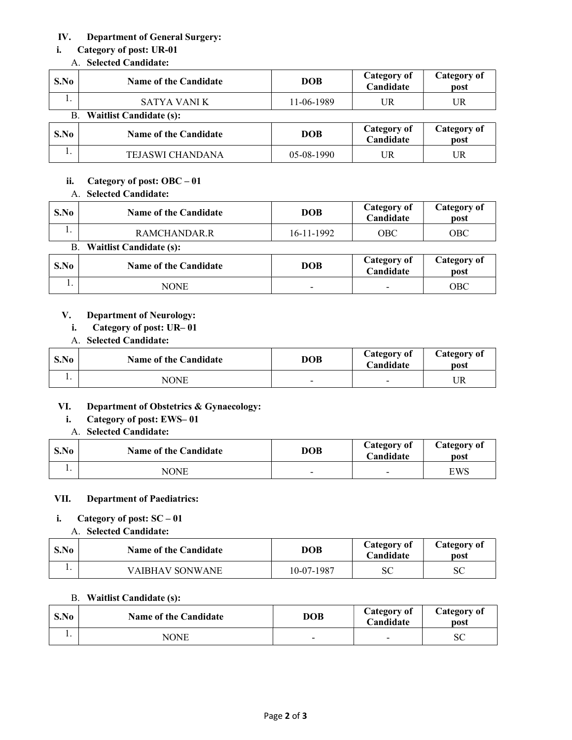**IV. Department of General Surgery:**

**i. Category of post: UR-01**

A. **Selected Candidate:**

| S.No | Name of the Candidate | DOB | Category of Candidate | Category of post |
|---|---|---|---|---|
| 1. | SATYA VANI K | 11-06-1989 | UR | UR |

B. **Waitlist Candidate (s):**

| S.No | Name of the Candidate | DOB | Category of Candidate | Category of post |
|---|---|---|---|---|
| 1. | TEJASWI CHANDANA | 05-08-1990 | UR | UR |

**ii. Category of post: OBC – 01**

A. **Selected Candidate:**

| S.No | Name of the Candidate | DOB | Category of Candidate | Category of post |
|---|---|---|---|---|
| 1. | RAMCHANDAR.R | 16-11-1992 | OBC | OBC |

B. **Waitlist Candidate (s):**

| S.No | Name of the Candidate | DOB | Category of Candidate | Category of post |
|---|---|---|---|---|
| 1. | NONE | - | - | OBC |

**V. Department of Neurology:**

**i. Category of post: UR– 01**

A. **Selected Candidate:**

| S.No | Name of the Candidate | DOB | Category of Candidate | Category of post |
|---|---|---|---|---|
| 1. | NONE | - | - | UR |

**VI. Department of Obstetrics & Gynaecology:**

**i. Category of post: EWS– 01**

A. **Selected Candidate:**

| S.No | Name of the Candidate | DOB | Category of Candidate | Category of post |
|---|---|---|---|---|
| 1. | NONE | - | - | EWS |

**VII. Department of Paediatrics:**

**i. Category of post: SC – 01**

A. **Selected Candidate:**

| S.No | Name of the Candidate | DOB | Category of Candidate | Category of post |
|---|---|---|---|---|
| 1. | VAIBHAV SONWANE | 10-07-1987 | SC | SC |

B. **Waitlist Candidate (s):**

| S.No | Name of the Candidate | DOB | Category of Candidate | Category of post |
|---|---|---|---|---|
| 1. | NONE | - | - | SC |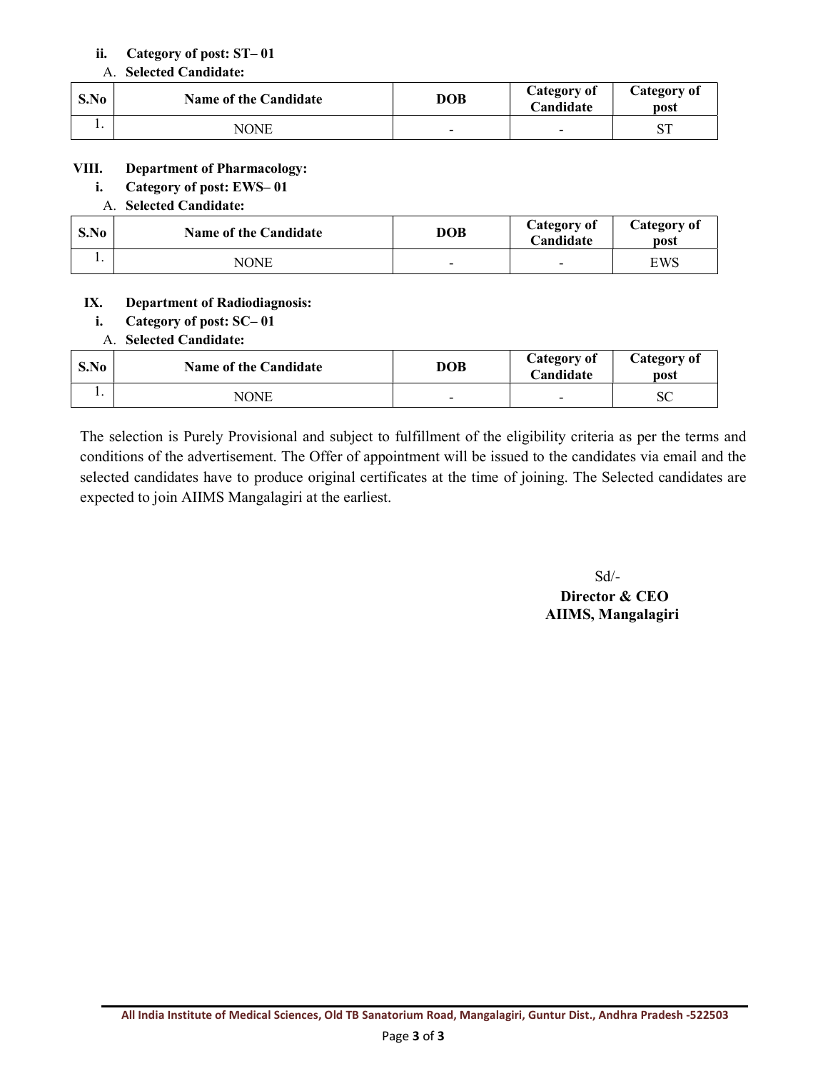**ii. Category of post: ST– 01**

A. **Selected Candidate:**

| S.No | Name of the Candidate | DOB | Category of Candidate | Category of post |
|---|---|---|---|---|
| 1. | NONE | - | - | ST |

**VIII. Department of Pharmacology:**

**i. Category of post: EWS– 01**

A. **Selected Candidate:**

| S.No | Name of the Candidate | DOB | Category of Candidate | Category of post |
|---|---|---|---|---|
| 1. | NONE | - | - | EWS |

**IX. Department of Radiodiagnosis:**

**i. Category of post: SC– 01**

A. **Selected Candidate:**

| S.No | Name of the Candidate | DOB | Category of Candidate | Category of post |
|---|---|---|---|---|
| 1. | NONE | - | - | SC |

The selection is Purely Provisional and subject to fulfillment of the eligibility criteria as per the terms and conditions of the advertisement. The Offer of appointment will be issued to the candidates via email and the selected candidates have to produce original certificates at the time of joining. The Selected candidates are expected to join AIIMS Mangalagiri at the earliest.

Sd/-
**Director & CEO**
**AIIMS, Mangalagiri**

**All India Institute of Medical Sciences, Old TB Sanatorium Road, Mangalagiri, Guntur Dist., Andhra Pradesh -522503**